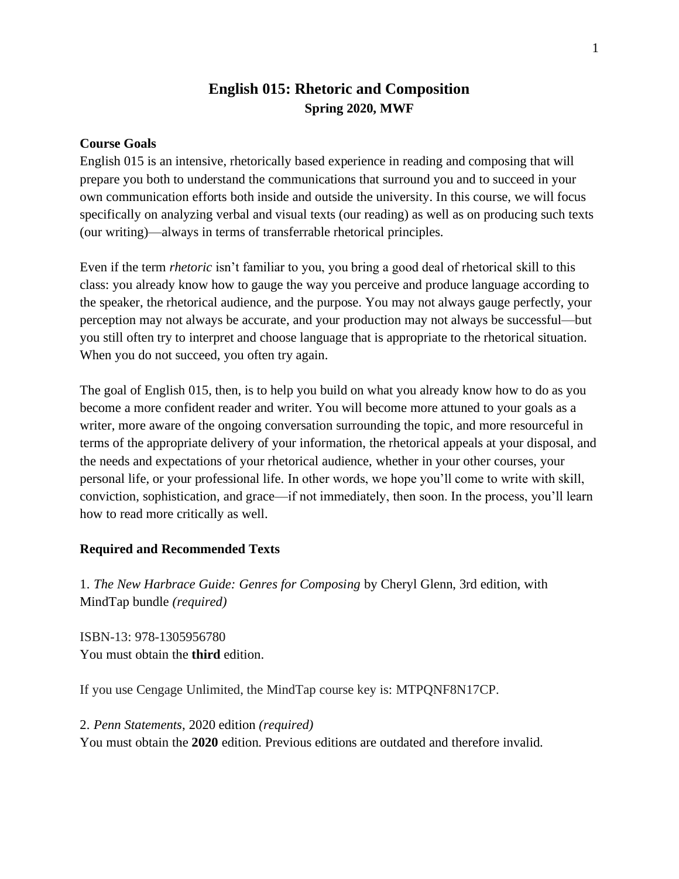# English 015: Rhetoric and Composition

**Spring 2020, MWF**

## Course Goals

English 015 is an intensive, rhetorically based experience in reading and composing that will prepare you both to understand the communications that surround you and to succeed in your own communication efforts both inside and outside the university. In this course, we will focus specifically on analyzing verbal and visual texts (our reading) as well as on producing such texts (our writing)—always in terms of transferrable rhetorical principles.

Even if the term *rhetoric* isn't familiar to you, you bring a good deal of rhetorical skill to this class: you already know how to gauge the way you perceive and produce language according to the speaker, the rhetorical audience, and the purpose. You may not always gauge perfectly, your perception may not always be accurate, and your production may not always be successful—but you still often try to interpret and choose language that is appropriate to the rhetorical situation. When you do not succeed, you often try again.

The goal of English 015, then, is to help you build on what you already know how to do as you become a more confident reader and writer. You will become more attuned to your goals as a writer, more aware of the ongoing conversation surrounding the topic, and more resourceful in terms of the appropriate delivery of your information, the rhetorical appeals at your disposal, and the needs and expectations of your rhetorical audience, whether in your other courses, your personal life, or your professional life. In other words, we hope you'll come to write with skill, conviction, sophistication, and grace—if not immediately, then soon. In the process, you'll learn how to read more critically as well.

## Required and Recommended Texts

1. *The New Harbrace Guide: Genres for Composing* by Cheryl Glenn, 3rd edition, with MindTap bundle *(required)*

ISBN-13: 978-1305956780
You must obtain the **third** edition.

If you use Cengage Unlimited, the MindTap course key is: MTPQNF8N17CP.

2. *Penn Statements*, 2020 edition *(required)*
You must obtain the **2020** edition. Previous editions are outdated and therefore invalid.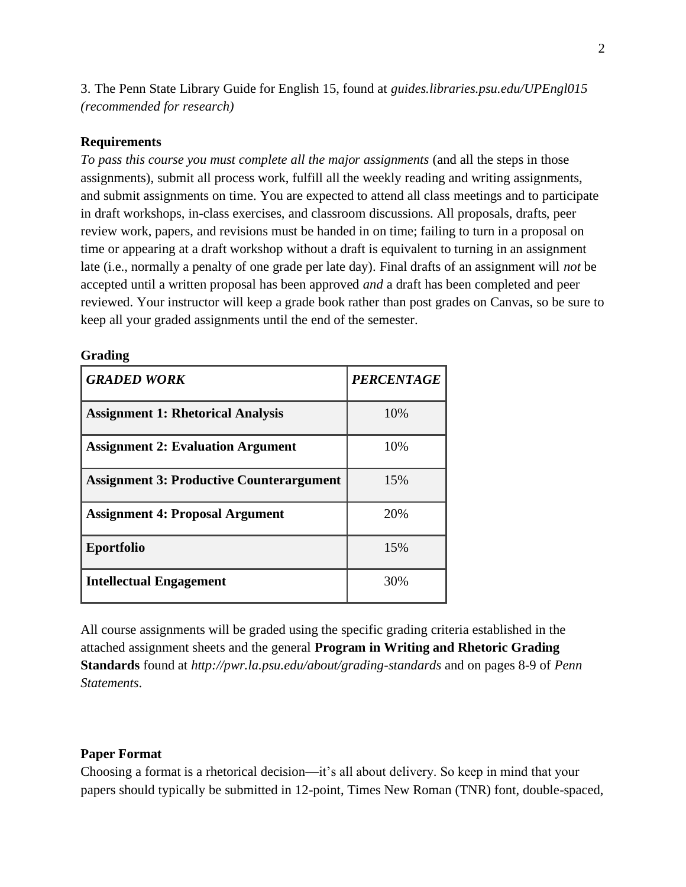3. The Penn State Library Guide for English 15, found at *guides.libraries.psu.edu/UPEngl015 (recommended for research)*

**Requirements**

*To pass this course you must complete all the major assignments* (and all the steps in those assignments), submit all process work, fulfill all the weekly reading and writing assignments, and submit assignments on time. You are expected to attend all class meetings and to participate in draft workshops, in-class exercises, and classroom discussions. All proposals, drafts, peer review work, papers, and revisions must be handed in on time; failing to turn in a proposal on time or appearing at a draft workshop without a draft is equivalent to turning in an assignment late (i.e., normally a penalty of one grade per late day). Final drafts of an assignment will *not* be accepted until a written proposal has been approved *and* a draft has been completed and peer reviewed. Your instructor will keep a grade book rather than post grades on Canvas, so be sure to keep all your graded assignments until the end of the semester.

**Grading**

| ***GRADED WORK*** | ***PERCENTAGE*** |
| --- | --- |
| **Assignment 1: Rhetorical Analysis** | 10% |
| **Assignment 2: Evaluation Argument** | 10% |
| **Assignment 3: Productive Counterargument** | 15% |
| **Assignment 4: Proposal Argument** | 20% |
| **Eportfolio** | 15% |
| **Intellectual Engagement** | 30% |

All course assignments will be graded using the specific grading criteria established in the attached assignment sheets and the general **Program in Writing and Rhetoric Grading Standards** found at *http://pwr.la.psu.edu/about/grading-standards* and on pages 8-9 of *Penn Statements*.

**Paper Format**

Choosing a format is a rhetorical decision—it's all about delivery. So keep in mind that your papers should typically be submitted in 12-point, Times New Roman (TNR) font, double-spaced,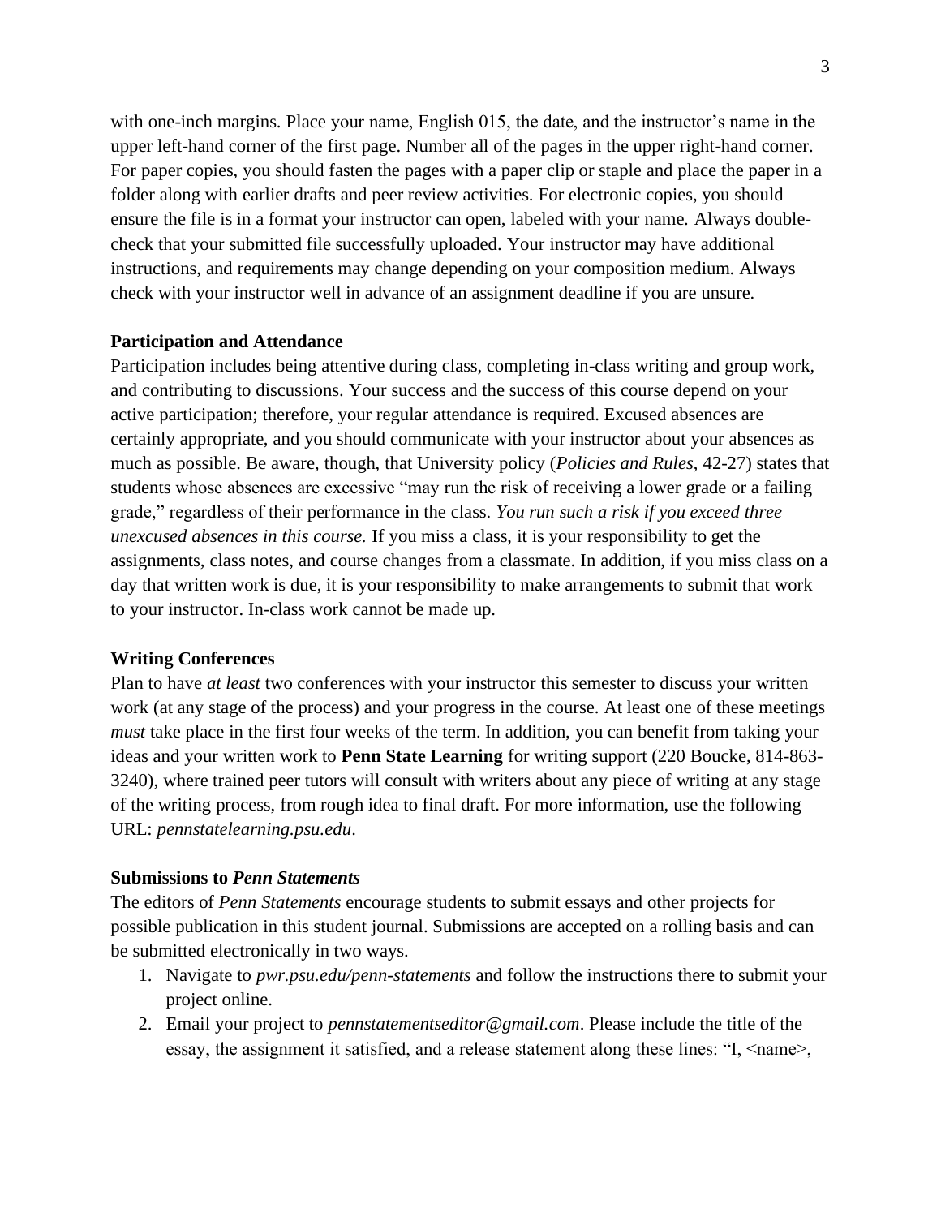with one-inch margins. Place your name, English 015, the date, and the instructor's name in the upper left-hand corner of the first page. Number all of the pages in the upper right-hand corner. For paper copies, you should fasten the pages with a paper clip or staple and place the paper in a folder along with earlier drafts and peer review activities. For electronic copies, you should ensure the file is in a format your instructor can open, labeled with your name. Always double-check that your submitted file successfully uploaded. Your instructor may have additional instructions, and requirements may change depending on your composition medium. Always check with your instructor well in advance of an assignment deadline if you are unsure.

**Participation and Attendance**

Participation includes being attentive during class, completing in-class writing and group work, and contributing to discussions. Your success and the success of this course depend on your active participation; therefore, your regular attendance is required. Excused absences are certainly appropriate, and you should communicate with your instructor about your absences as much as possible. Be aware, though, that University policy (*Policies and Rules*, 42-27) states that students whose absences are excessive "may run the risk of receiving a lower grade or a failing grade," regardless of their performance in the class. *You run such a risk if you exceed three unexcused absences in this course.* If you miss a class, it is your responsibility to get the assignments, class notes, and course changes from a classmate. In addition, if you miss class on a day that written work is due, it is your responsibility to make arrangements to submit that work to your instructor. In-class work cannot be made up.

**Writing Conferences**

Plan to have *at least* two conferences with your instructor this semester to discuss your written work (at any stage of the process) and your progress in the course. At least one of these meetings *must* take place in the first four weeks of the term. In addition, you can benefit from taking your ideas and your written work to **Penn State Learning** for writing support (220 Boucke, 814-863-3240), where trained peer tutors will consult with writers about any piece of writing at any stage of the writing process, from rough idea to final draft. For more information, use the following URL: *pennstatelearning.psu.edu*.

**Submissions to *Penn Statements***

The editors of *Penn Statements* encourage students to submit essays and other projects for possible publication in this student journal. Submissions are accepted on a rolling basis and can be submitted electronically in two ways.

1. Navigate to *pwr.psu.edu/penn-statements* and follow the instructions there to submit your project online.
2. Email your project to *pennstatementseditor@gmail.com*. Please include the title of the essay, the assignment it satisfied, and a release statement along these lines: "I, <name>,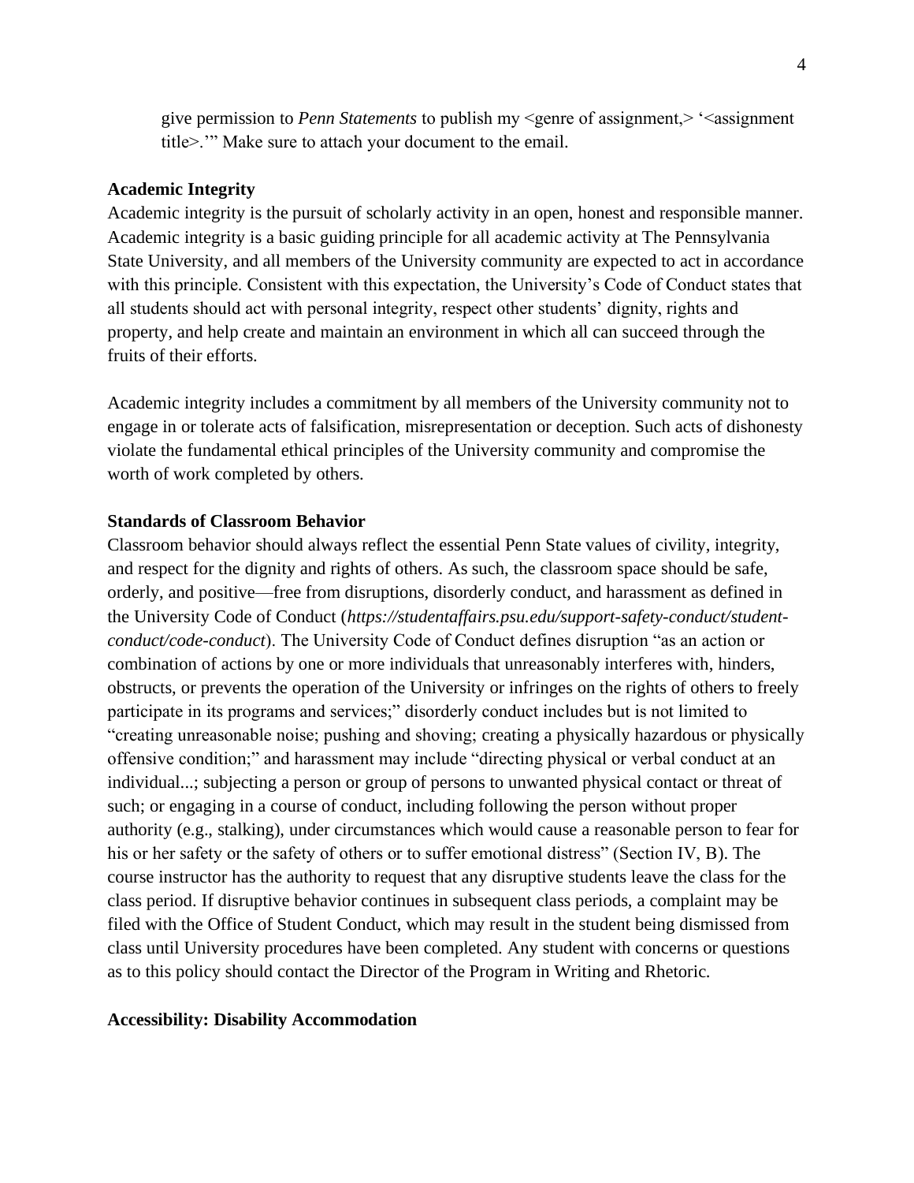give permission to *Penn Statements* to publish my <genre of assignment,> '<assignment title>.'" Make sure to attach your document to the email.

**Academic Integrity**

Academic integrity is the pursuit of scholarly activity in an open, honest and responsible manner. Academic integrity is a basic guiding principle for all academic activity at The Pennsylvania State University, and all members of the University community are expected to act in accordance with this principle. Consistent with this expectation, the University's Code of Conduct states that all students should act with personal integrity, respect other students' dignity, rights and property, and help create and maintain an environment in which all can succeed through the fruits of their efforts.

Academic integrity includes a commitment by all members of the University community not to engage in or tolerate acts of falsification, misrepresentation or deception. Such acts of dishonesty violate the fundamental ethical principles of the University community and compromise the worth of work completed by others.

**Standards of Classroom Behavior**

Classroom behavior should always reflect the essential Penn State values of civility, integrity, and respect for the dignity and rights of others. As such, the classroom space should be safe, orderly, and positive—free from disruptions, disorderly conduct, and harassment as defined in the University Code of Conduct (*https://studentaffairs.psu.edu/support-safety-conduct/student-conduct/code-conduct*). The University Code of Conduct defines disruption "as an action or combination of actions by one or more individuals that unreasonably interferes with, hinders, obstructs, or prevents the operation of the University or infringes on the rights of others to freely participate in its programs and services;" disorderly conduct includes but is not limited to "creating unreasonable noise; pushing and shoving; creating a physically hazardous or physically offensive condition;" and harassment may include "directing physical or verbal conduct at an individual...; subjecting a person or group of persons to unwanted physical contact or threat of such; or engaging in a course of conduct, including following the person without proper authority (e.g., stalking), under circumstances which would cause a reasonable person to fear for his or her safety or the safety of others or to suffer emotional distress" (Section IV, B). The course instructor has the authority to request that any disruptive students leave the class for the class period. If disruptive behavior continues in subsequent class periods, a complaint may be filed with the Office of Student Conduct, which may result in the student being dismissed from class until University procedures have been completed. Any student with concerns or questions as to this policy should contact the Director of the Program in Writing and Rhetoric.

**Accessibility: Disability Accommodation**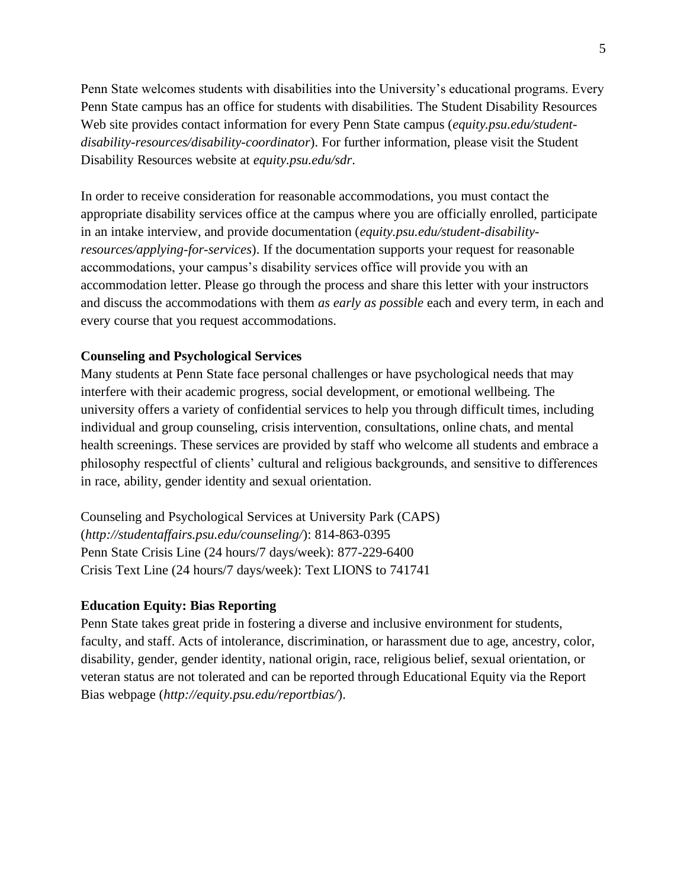Penn State welcomes students with disabilities into the University's educational programs. Every Penn State campus has an office for students with disabilities. The Student Disability Resources Web site provides contact information for every Penn State campus (*equity.psu.edu/student-disability-resources/disability-coordinator*). For further information, please visit the Student Disability Resources website at *equity.psu.edu/sdr*.

In order to receive consideration for reasonable accommodations, you must contact the appropriate disability services office at the campus where you are officially enrolled, participate in an intake interview, and provide documentation (*equity.psu.edu/student-disability-resources/applying-for-services*). If the documentation supports your request for reasonable accommodations, your campus's disability services office will provide you with an accommodation letter. Please go through the process and share this letter with your instructors and discuss the accommodations with them *as early as possible* each and every term, in each and every course that you request accommodations.

**Counseling and Psychological Services**

Many students at Penn State face personal challenges or have psychological needs that may interfere with their academic progress, social development, or emotional wellbeing. The university offers a variety of confidential services to help you through difficult times, including individual and group counseling, crisis intervention, consultations, online chats, and mental health screenings. These services are provided by staff who welcome all students and embrace a philosophy respectful of clients' cultural and religious backgrounds, and sensitive to differences in race, ability, gender identity and sexual orientation.

Counseling and Psychological Services at University Park (CAPS)
(*http://studentaffairs.psu.edu/counseling/*): 814-863-0395
Penn State Crisis Line (24 hours/7 days/week): 877-229-6400
Crisis Text Line (24 hours/7 days/week): Text LIONS to 741741

**Education Equity: Bias Reporting**

Penn State takes great pride in fostering a diverse and inclusive environment for students, faculty, and staff. Acts of intolerance, discrimination, or harassment due to age, ancestry, color, disability, gender, gender identity, national origin, race, religious belief, sexual orientation, or veteran status are not tolerated and can be reported through Educational Equity via the Report Bias webpage (*http://equity.psu.edu/reportbias/*).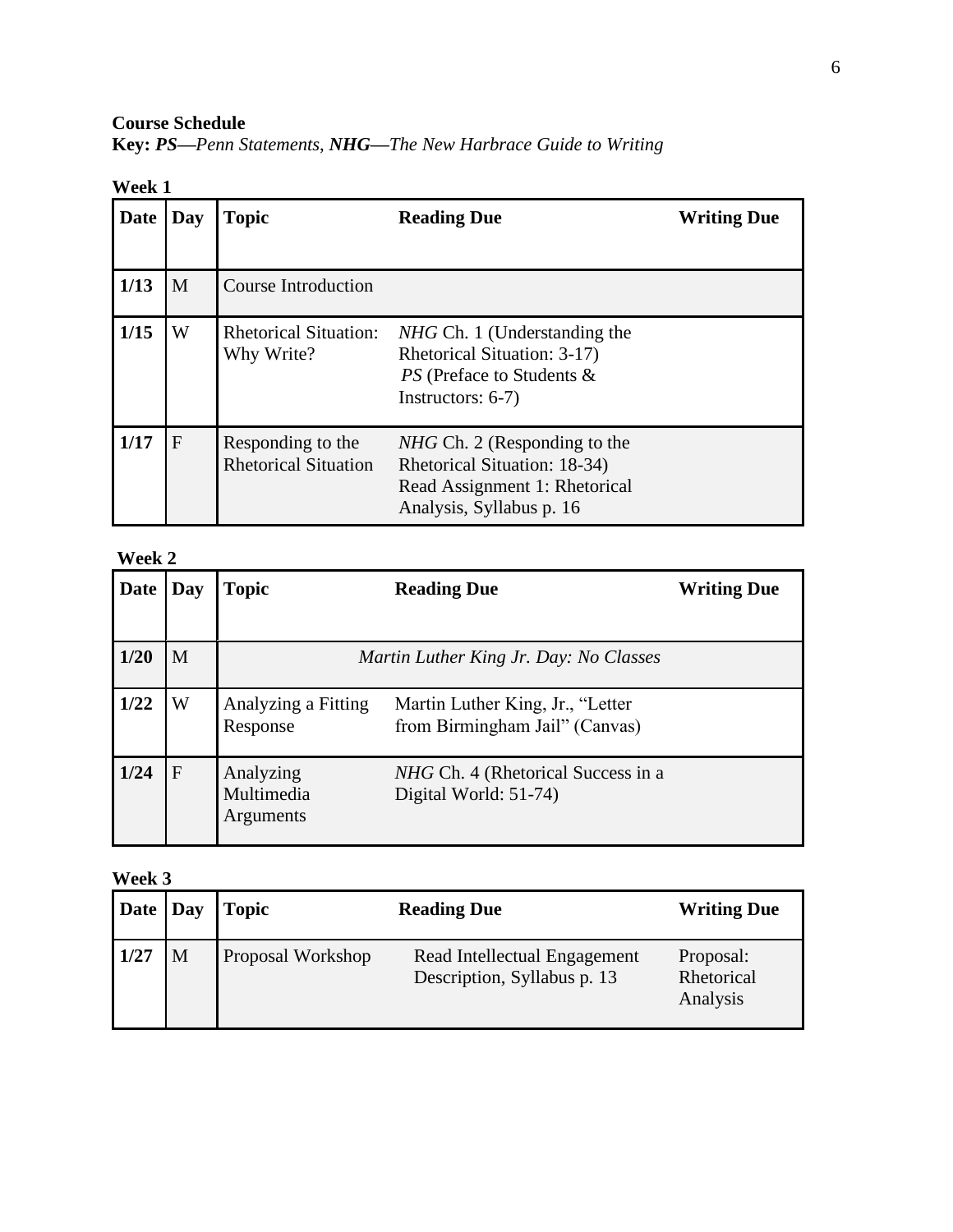**Course Schedule**

**Key:** ***PS****—Penn Statements,* ***NHG****—The New Harbrace Guide to Writing*

**Week 1**

| Date | Day | Topic | Reading Due | Writing Due |
|---|---|---|---|---|
| 1/13 | M | Course Introduction | | |
| 1/15 | W | Rhetorical Situation: Why Write? | *NHG* Ch. 1 (Understanding the Rhetorical Situation: 3-17) *PS* (Preface to Students & Instructors: 6-7) | |
| 1/17 | F | Responding to the Rhetorical Situation | *NHG* Ch. 2 (Responding to the Rhetorical Situation: 18-34) Read Assignment 1: Rhetorical Analysis, Syllabus p. 16 | |

**Week 2**

| Date | Day | Topic | Reading Due | Writing Due |
|---|---|---|---|---|
| 1/20 | M | *Martin Luther King Jr. Day: No Classes* | | |
| 1/22 | W | Analyzing a Fitting Response | Martin Luther King, Jr., "Letter from Birmingham Jail" (Canvas) | |
| 1/24 | F | Analyzing Multimedia Arguments | *NHG* Ch. 4 (Rhetorical Success in a Digital World: 51-74) | |

**Week 3**

| Date | Day | Topic | Reading Due | Writing Due |
|---|---|---|---|---|
| 1/27 | M | Proposal Workshop | Read Intellectual Engagement Description, Syllabus p. 13 | Proposal: Rhetorical Analysis |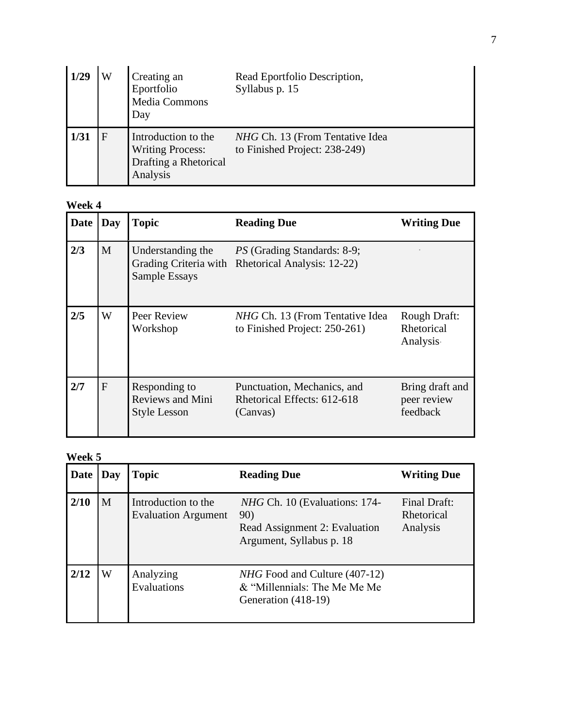| 1/29 | W | Creating an Eportfolio Media Commons Day | Read Eportfolio Description, Syllabus p. 15 | |
|---|---|---|---|---|
| 1/31 | F | Introduction to the Writing Process: Drafting a Rhetorical Analysis | *NHG* Ch. 13 (From Tentative Idea to Finished Project: 238-249) | |

**Week 4**

| Date | Day | Topic | Reading Due | Writing Due |
|---|---|---|---|---|
| 2/3 | M | Understanding the Grading Criteria with Sample Essays | *PS* (Grading Standards: 8-9; Rhetorical Analysis: 12-22) | |
| 2/5 | W | Peer Review Workshop | *NHG* Ch. 13 (From Tentative Idea to Finished Project: 250-261) | Rough Draft: Rhetorical Analysis |
| 2/7 | F | Responding to Reviews and Mini Style Lesson | Punctuation, Mechanics, and Rhetorical Effects: 612-618 (Canvas) | Bring draft and peer review feedback |

**Week 5**

| Date | Day | Topic | Reading Due | Writing Due |
|---|---|---|---|---|
| 2/10 | M | Introduction to the Evaluation Argument | *NHG* Ch. 10 (Evaluations: 174-90) Read Assignment 2: Evaluation Argument, Syllabus p. 18 | Final Draft: Rhetorical Analysis |
| 2/12 | W | Analyzing Evaluations | *NHG* Food and Culture (407-12) & "Millennials: The Me Me Me Generation (418-19) | |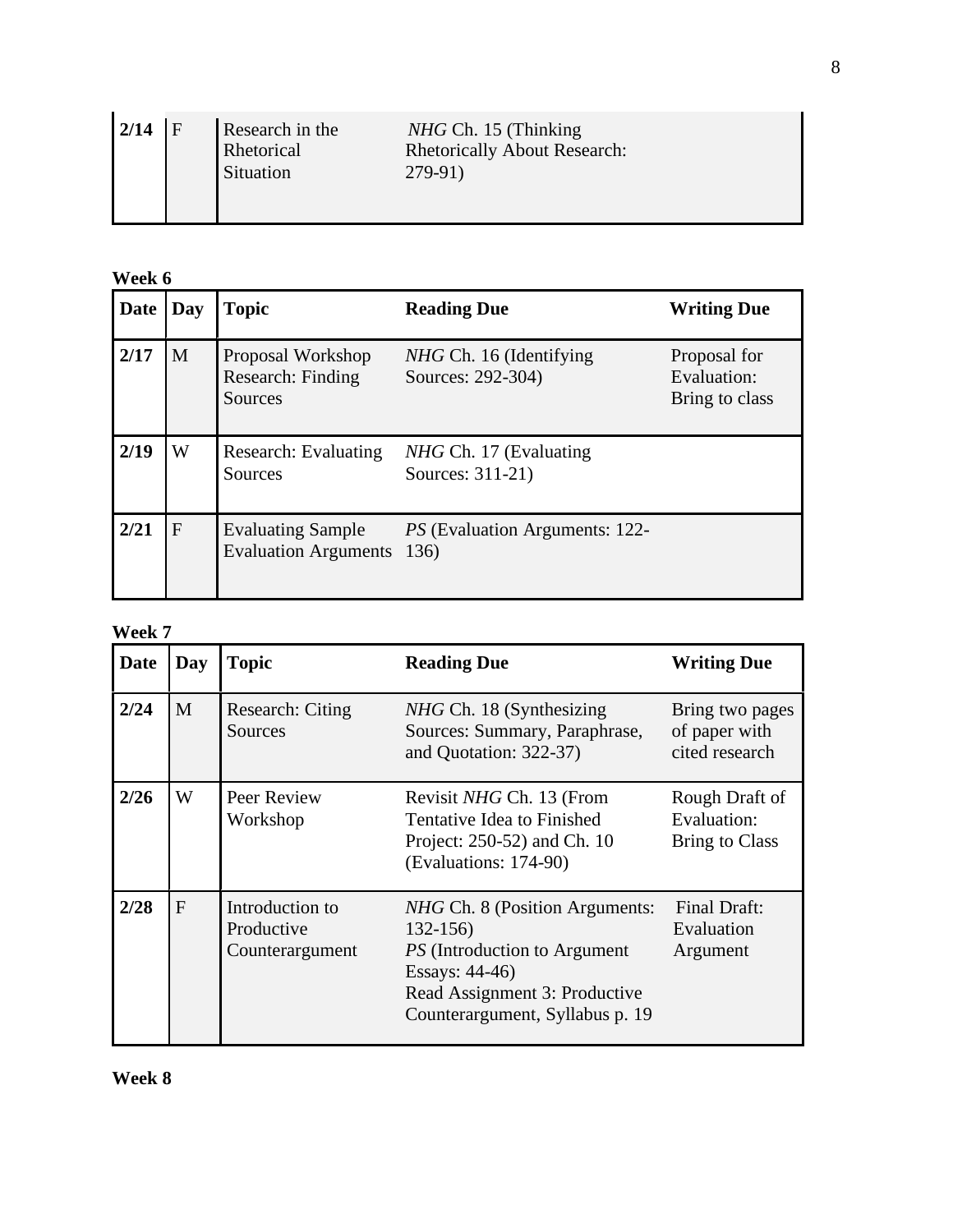| Date | Day | Topic | Reading Due | Writing Due |
|---|---|---|---|---|
| 2/14 | F | Research in the Rhetorical Situation | *NHG* Ch. 15 (Thinking Rhetorically About Research: 279-91) | |

**Week 6**

| Date | Day | Topic | Reading Due | Writing Due |
|---|---|---|---|---|
| 2/17 | M | Proposal Workshop Research: Finding Sources | *NHG* Ch. 16 (Identifying Sources: 292-304) | Proposal for Evaluation: Bring to class |
| 2/19 | W | Research: Evaluating Sources | *NHG* Ch. 17 (Evaluating Sources: 311-21) | |
| 2/21 | F | Evaluating Sample Evaluation Arguments | *PS* (Evaluation Arguments: 122-136) | |

**Week 7**

| Date | Day | Topic | Reading Due | Writing Due |
|---|---|---|---|---|
| 2/24 | M | Research: Citing Sources | *NHG* Ch. 18 (Synthesizing Sources: Summary, Paraphrase, and Quotation: 322-37) | Bring two pages of paper with cited research |
| 2/26 | W | Peer Review Workshop | Revisit *NHG* Ch. 13 (From Tentative Idea to Finished Project: 250-52) and Ch. 10 (Evaluations: 174-90) | Rough Draft of Evaluation: Bring to Class |
| 2/28 | F | Introduction to Productive Counterargument | *NHG* Ch. 8 (Position Arguments: 132-156)<br>*PS* (Introduction to Argument Essays: 44-46)<br>Read Assignment 3: Productive Counterargument, Syllabus p. 19 | Final Draft: Evaluation Argument |

**Week 8**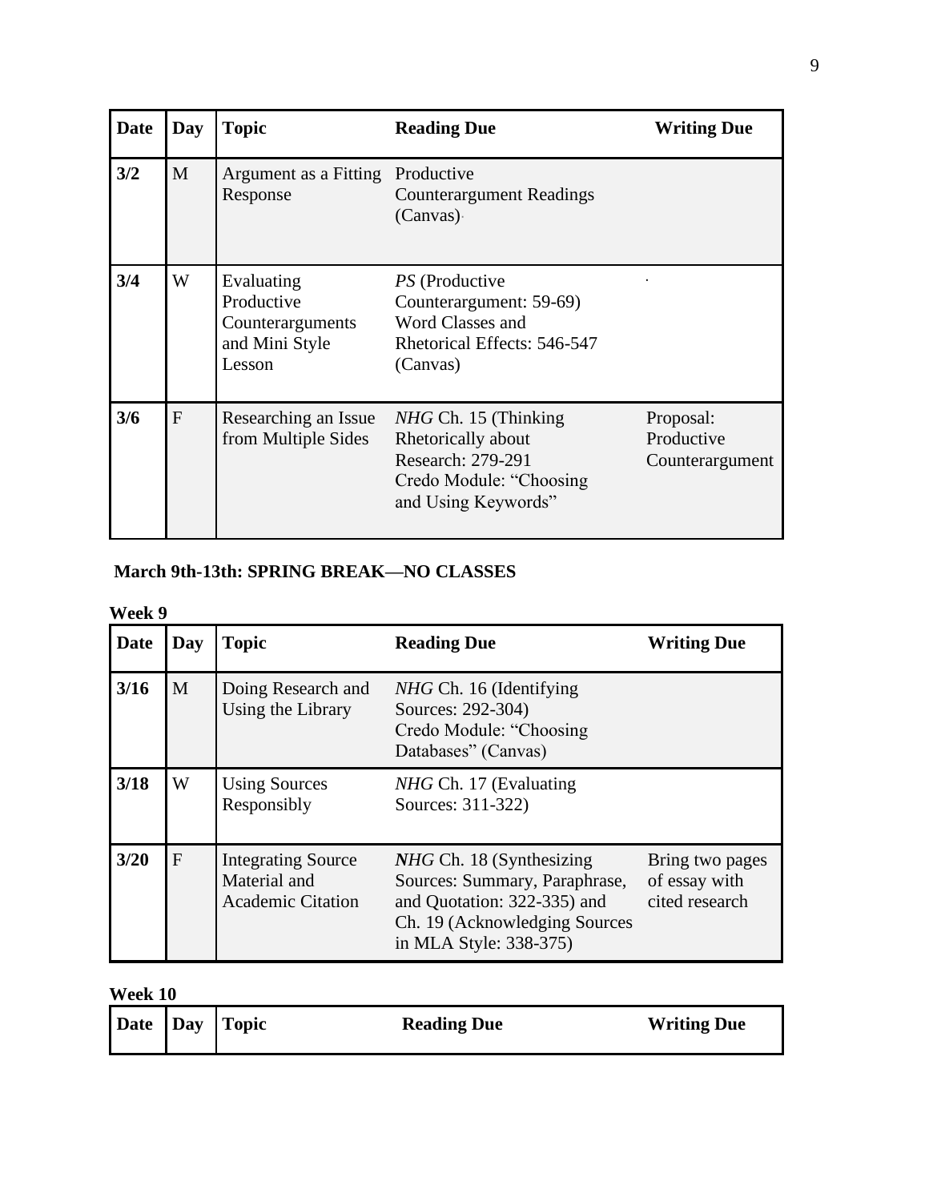| Date | Day | Topic | Reading Due | Writing Due |
| --- | --- | --- | --- | --- |
| 3/2 | M | Argument as a Fitting Response | Productive Counterargument Readings (Canvas) | |
| 3/4 | W | Evaluating Productive Counterarguments and Mini Style Lesson | *PS* (Productive Counterargument: 59-69) Word Classes and Rhetorical Effects: 546-547 (Canvas) | |
| 3/6 | F | Researching an Issue from Multiple Sides | *NHG* Ch. 15 (Thinking Rhetorically about Research: 279-291 Credo Module: "Choosing and Using Keywords" | Proposal: Productive Counterargument |

**March 9th-13th: SPRING BREAK—NO CLASSES**

**Week 9**

| Date | Day | Topic | Reading Due | Writing Due |
| --- | --- | --- | --- | --- |
| 3/16 | M | Doing Research and Using the Library | *NHG* Ch. 16 (Identifying Sources: 292-304) Credo Module: "Choosing Databases" (Canvas) | |
| 3/18 | W | Using Sources Responsibly | *NHG* Ch. 17 (Evaluating Sources: 311-322) | |
| 3/20 | F | Integrating Source Material and Academic Citation | *NHG* Ch. 18 (Synthesizing Sources: Summary, Paraphrase, and Quotation: 322-335) and Ch. 19 (Acknowledging Sources in MLA Style: 338-375) | Bring two pages of essay with cited research |

**Week 10**

| Date | Day | Topic | Reading Due | Writing Due |
| --- | --- | --- | --- | --- |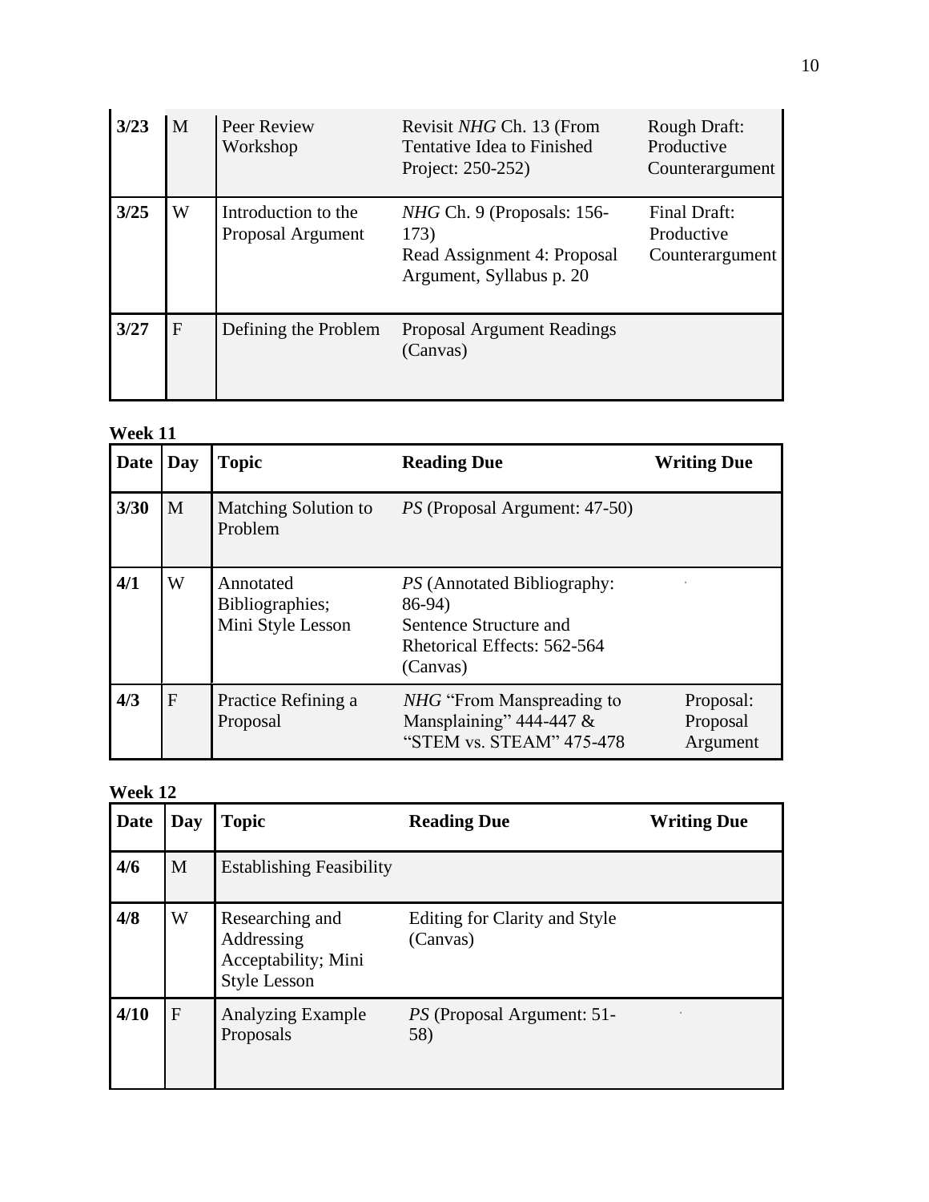| 3/23 | M | Peer Review Workshop | Revisit *NHG* Ch. 13 (From Tentative Idea to Finished Project: 250-252) | Rough Draft: Productive Counterargument |
|---|---|---|---|---|
| **3/25** | W | Introduction to the Proposal Argument | *NHG* Ch. 9 (Proposals: 156-173)<br>Read Assignment 4: Proposal Argument, Syllabus p. 20 | Final Draft: Productive Counterargument |
| **3/27** | F | Defining the Problem | Proposal Argument Readings (Canvas) | |

**Week 11**

| Date | Day | Topic | Reading Due | Writing Due |
|---|---|---|---|---|
| **3/30** | M | Matching Solution to Problem | *PS* (Proposal Argument: 47-50) | |
| **4/1** | W | Annotated Bibliographies; Mini Style Lesson | *PS* (Annotated Bibliography: 86-94)<br>Sentence Structure and Rhetorical Effects: 562-564 (Canvas) | |
| **4/3** | F | Practice Refining a Proposal | *NHG* "From Manspreading to Mansplaining" 444-447 & "STEM vs. STEAM" 475-478 | Proposal: Proposal Argument |

**Week 12**

| Date | Day | Topic | Reading Due | Writing Due |
|---|---|---|---|---|
| **4/6** | M | Establishing Feasibility | | |
| **4/8** | W | Researching and Addressing Acceptability; Mini Style Lesson | Editing for Clarity and Style (Canvas) | |
| **4/10** | F | Analyzing Example Proposals | *PS* (Proposal Argument: 51-58) | |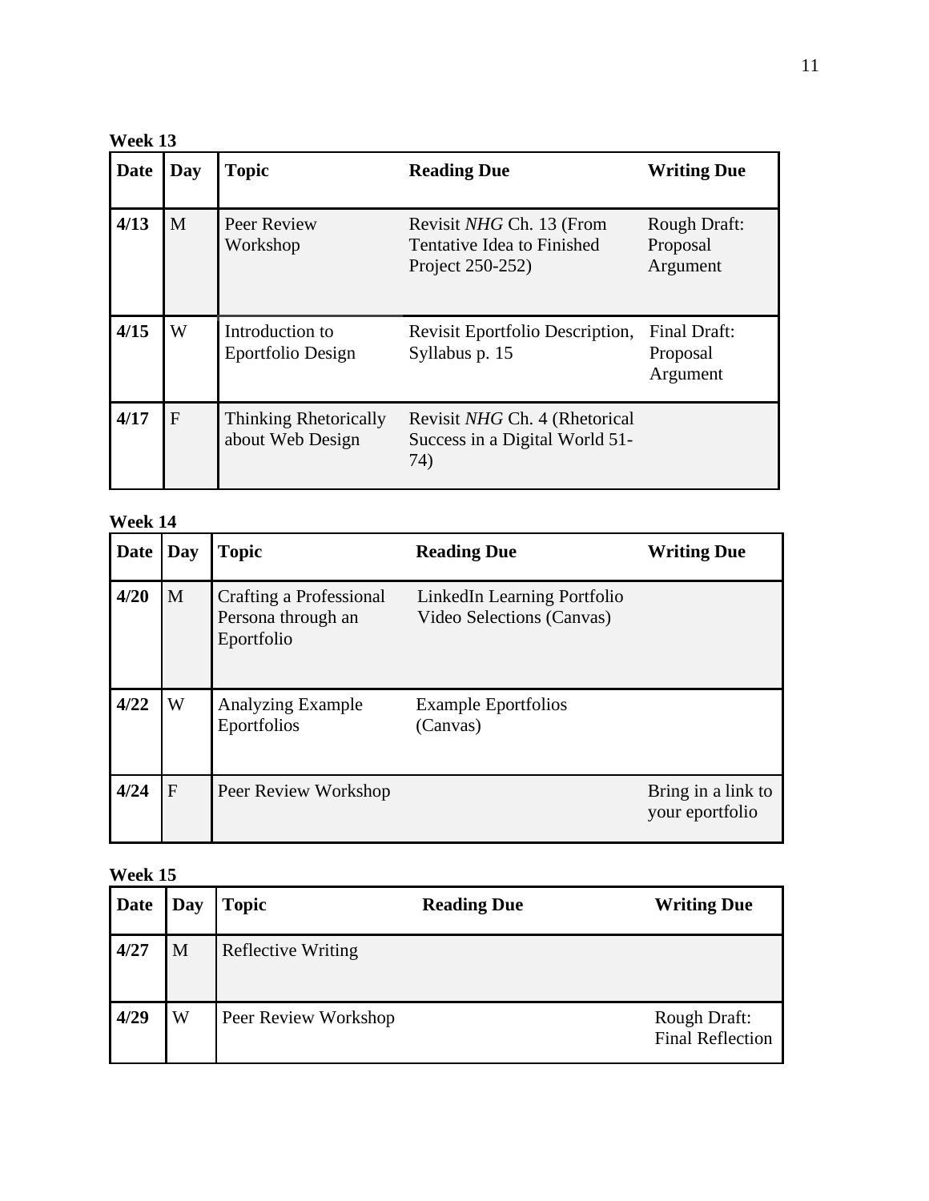**Week 13**

| Date | Day | Topic | Reading Due | Writing Due |
|---|---|---|---|---|
| 4/13 | M | Peer Review Workshop | Revisit *NHG* Ch. 13 (From Tentative Idea to Finished Project 250-252) | Rough Draft: Proposal Argument |
| 4/15 | W | Introduction to Eportfolio Design | Revisit Eportfolio Description, Syllabus p. 15 | Final Draft: Proposal Argument |
| 4/17 | F | Thinking Rhetorically about Web Design | Revisit *NHG* Ch. 4 (Rhetorical Success in a Digital World 51-74) | |

**Week 14**

| Date | Day | Topic | Reading Due | Writing Due |
|---|---|---|---|---|
| 4/20 | M | Crafting a Professional Persona through an Eportfolio | LinkedIn Learning Portfolio Video Selections (Canvas) | |
| 4/22 | W | Analyzing Example Eportfolios | Example Eportfolios (Canvas) | |
| 4/24 | F | Peer Review Workshop | | Bring in a link to your eportfolio |

**Week 15**

| Date | Day | Topic | Reading Due | Writing Due |
|---|---|---|---|---|
| 4/27 | M | Reflective Writing | | |
| 4/29 | W | Peer Review Workshop | | Rough Draft: Final Reflection |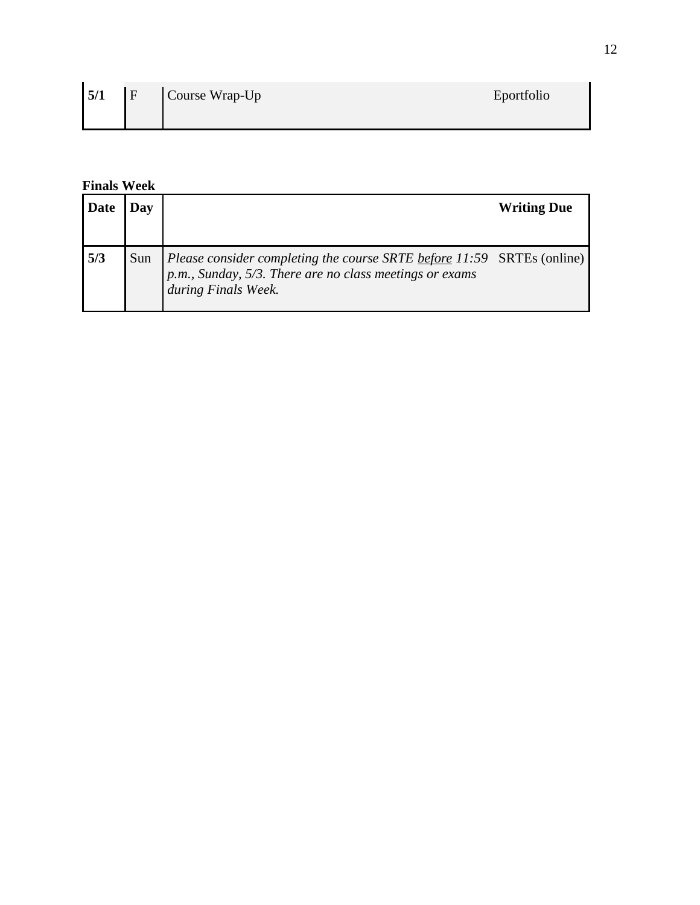| **5/1** | F | Course Wrap-Up | Eportfolio |
|---|---|---|---|

**Finals Week**

| Date | Day | | Writing Due |
|---|---|---|---|
| **5/3** | Sun | *Please consider completing the course SRTE before 11:59 p.m., Sunday, 5/3. There are no class meetings or exams during Finals Week.* | SRTEs (online) |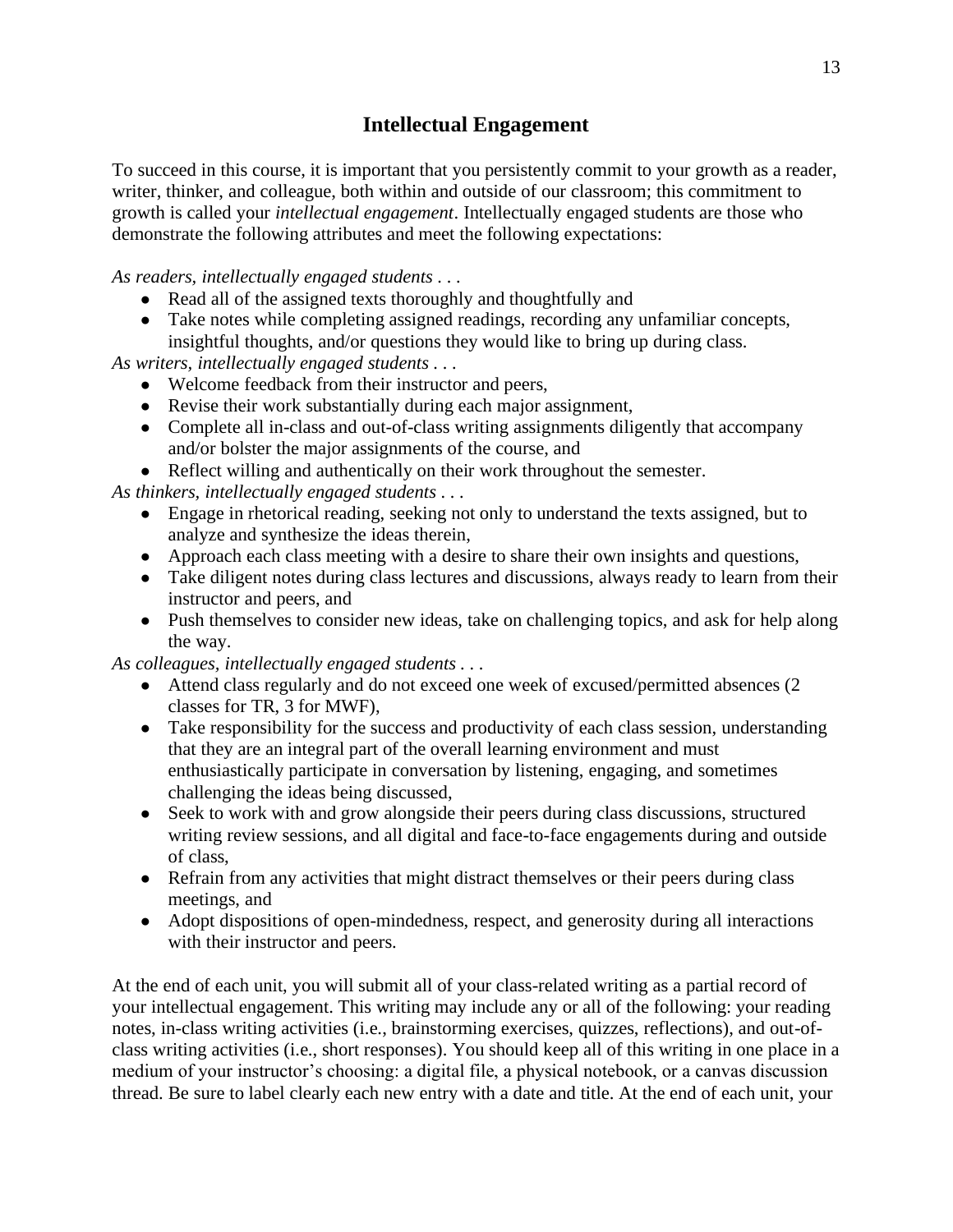## Intellectual Engagement

To succeed in this course, it is important that you persistently commit to your growth as a reader, writer, thinker, and colleague, both within and outside of our classroom; this commitment to growth is called your *intellectual engagement*. Intellectually engaged students are those who demonstrate the following attributes and meet the following expectations:

*As readers, intellectually engaged students . . .*

- Read all of the assigned texts thoroughly and thoughtfully and
- Take notes while completing assigned readings, recording any unfamiliar concepts, insightful thoughts, and/or questions they would like to bring up during class.

*As writers, intellectually engaged students . . .*

- Welcome feedback from their instructor and peers,
- Revise their work substantially during each major assignment,
- Complete all in-class and out-of-class writing assignments diligently that accompany and/or bolster the major assignments of the course, and
- Reflect willing and authentically on their work throughout the semester.

*As thinkers, intellectually engaged students . . .*

- Engage in rhetorical reading, seeking not only to understand the texts assigned, but to analyze and synthesize the ideas therein,
- Approach each class meeting with a desire to share their own insights and questions,
- Take diligent notes during class lectures and discussions, always ready to learn from their instructor and peers, and
- Push themselves to consider new ideas, take on challenging topics, and ask for help along the way.

*As colleagues, intellectually engaged students . . .*

- Attend class regularly and do not exceed one week of excused/permitted absences (2 classes for TR, 3 for MWF),
- Take responsibility for the success and productivity of each class session, understanding that they are an integral part of the overall learning environment and must enthusiastically participate in conversation by listening, engaging, and sometimes challenging the ideas being discussed,
- Seek to work with and grow alongside their peers during class discussions, structured writing review sessions, and all digital and face-to-face engagements during and outside of class,
- Refrain from any activities that might distract themselves or their peers during class meetings, and
- Adopt dispositions of open-mindedness, respect, and generosity during all interactions with their instructor and peers.

At the end of each unit, you will submit all of your class-related writing as a partial record of your intellectual engagement. This writing may include any or all of the following: your reading notes, in-class writing activities (i.e., brainstorming exercises, quizzes, reflections), and out-of-class writing activities (i.e., short responses). You should keep all of this writing in one place in a medium of your instructor's choosing: a digital file, a physical notebook, or a canvas discussion thread. Be sure to label clearly each new entry with a date and title. At the end of each unit, your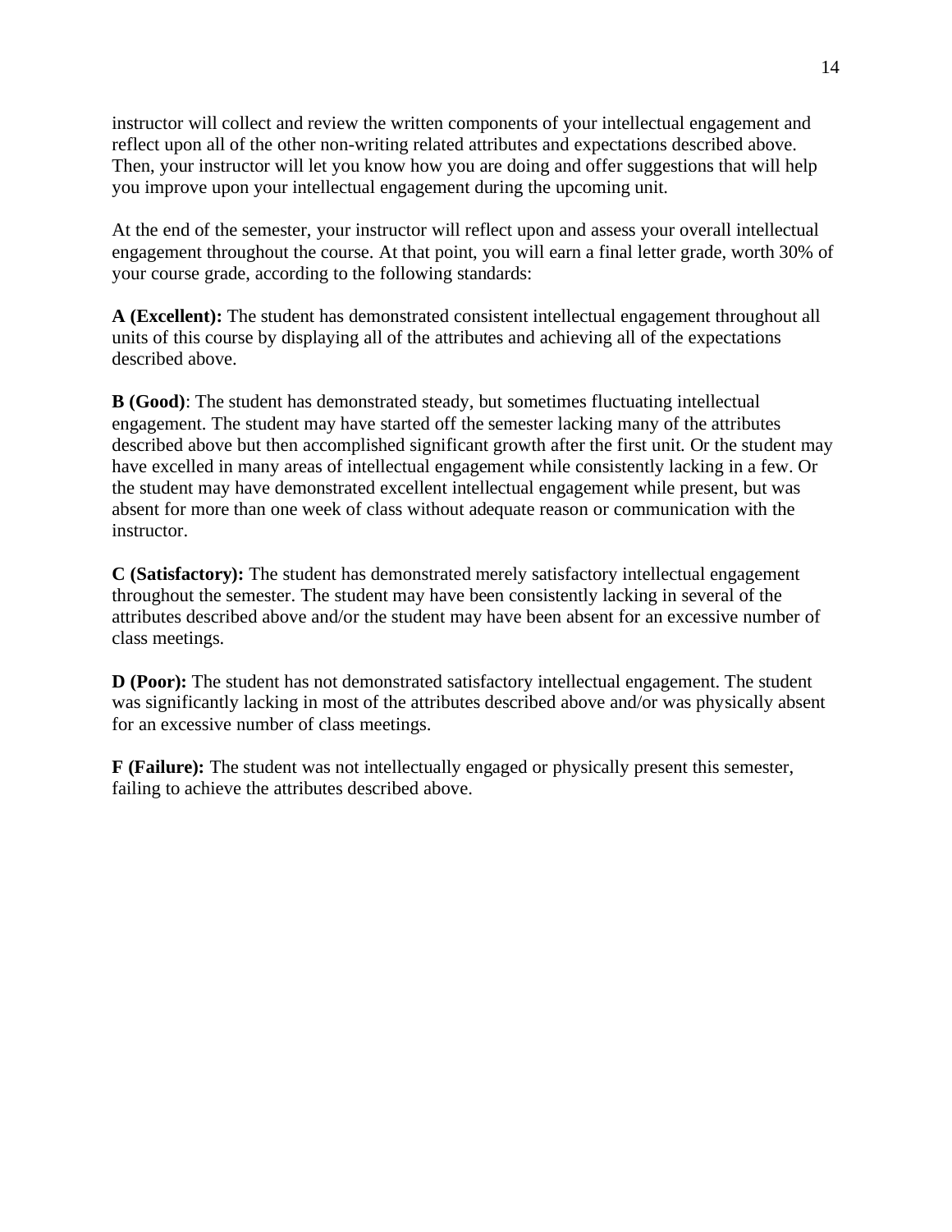instructor will collect and review the written components of your intellectual engagement and reflect upon all of the other non-writing related attributes and expectations described above. Then, your instructor will let you know how you are doing and offer suggestions that will help you improve upon your intellectual engagement during the upcoming unit.

At the end of the semester, your instructor will reflect upon and assess your overall intellectual engagement throughout the course. At that point, you will earn a final letter grade, worth 30% of your course grade, according to the following standards:

**A (Excellent):** The student has demonstrated consistent intellectual engagement throughout all units of this course by displaying all of the attributes and achieving all of the expectations described above.

**B (Good)**: The student has demonstrated steady, but sometimes fluctuating intellectual engagement. The student may have started off the semester lacking many of the attributes described above but then accomplished significant growth after the first unit. Or the student may have excelled in many areas of intellectual engagement while consistently lacking in a few. Or the student may have demonstrated excellent intellectual engagement while present, but was absent for more than one week of class without adequate reason or communication with the instructor.

**C (Satisfactory):** The student has demonstrated merely satisfactory intellectual engagement throughout the semester. The student may have been consistently lacking in several of the attributes described above and/or the student may have been absent for an excessive number of class meetings.

**D (Poor):** The student has not demonstrated satisfactory intellectual engagement. The student was significantly lacking in most of the attributes described above and/or was physically absent for an excessive number of class meetings.

**F (Failure):** The student was not intellectually engaged or physically present this semester, failing to achieve the attributes described above.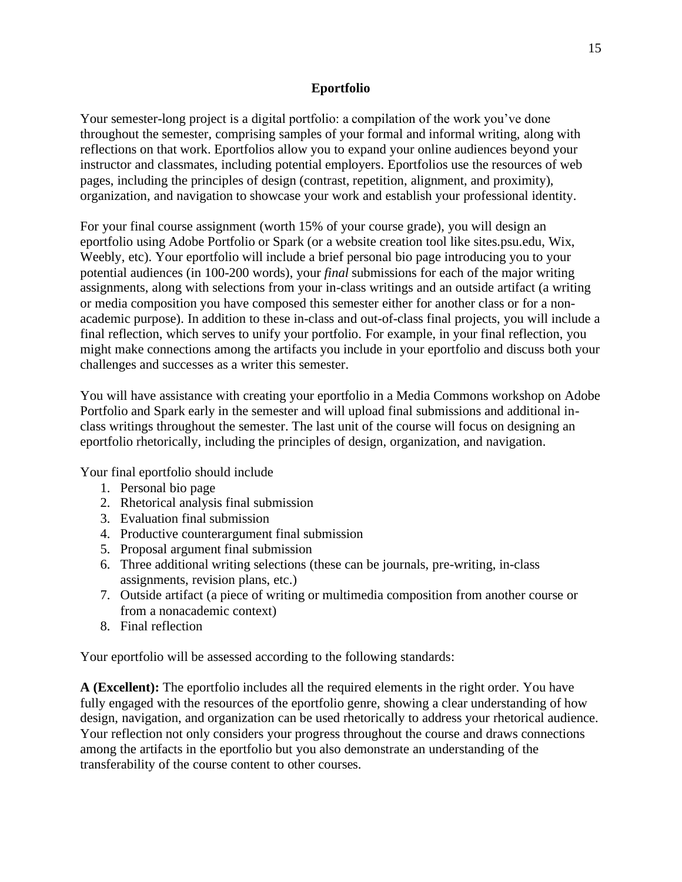## Eportfolio

Your semester-long project is a digital portfolio: a compilation of the work you've done throughout the semester, comprising samples of your formal and informal writing, along with reflections on that work. Eportfolios allow you to expand your online audiences beyond your instructor and classmates, including potential employers. Eportfolios use the resources of web pages, including the principles of design (contrast, repetition, alignment, and proximity), organization, and navigation to showcase your work and establish your professional identity.

For your final course assignment (worth 15% of your course grade), you will design an eportfolio using Adobe Portfolio or Spark (or a website creation tool like sites.psu.edu, Wix, Weebly, etc). Your eportfolio will include a brief personal bio page introducing you to your potential audiences (in 100-200 words), your *final* submissions for each of the major writing assignments, along with selections from your in-class writings and an outside artifact (a writing or media composition you have composed this semester either for another class or for a non-academic purpose). In addition to these in-class and out-of-class final projects, you will include a final reflection, which serves to unify your portfolio. For example, in your final reflection, you might make connections among the artifacts you include in your eportfolio and discuss both your challenges and successes as a writer this semester.

You will have assistance with creating your eportfolio in a Media Commons workshop on Adobe Portfolio and Spark early in the semester and will upload final submissions and additional in-class writings throughout the semester. The last unit of the course will focus on designing an eportfolio rhetorically, including the principles of design, organization, and navigation.

Your final eportfolio should include

1. Personal bio page
2. Rhetorical analysis final submission
3. Evaluation final submission
4. Productive counterargument final submission
5. Proposal argument final submission
6. Three additional writing selections (these can be journals, pre-writing, in-class assignments, revision plans, etc.)
7. Outside artifact (a piece of writing or multimedia composition from another course or from a nonacademic context)
8. Final reflection

Your eportfolio will be assessed according to the following standards:

**A (Excellent):** The eportfolio includes all the required elements in the right order. You have fully engaged with the resources of the eportfolio genre, showing a clear understanding of how design, navigation, and organization can be used rhetorically to address your rhetorical audience. Your reflection not only considers your progress throughout the course and draws connections among the artifacts in the eportfolio but you also demonstrate an understanding of the transferability of the course content to other courses.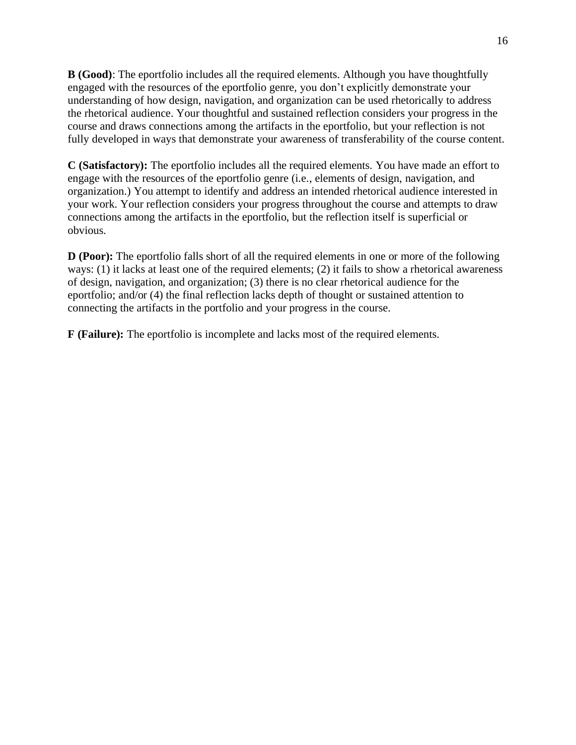**B (Good)**: The eportfolio includes all the required elements. Although you have thoughtfully engaged with the resources of the eportfolio genre, you don't explicitly demonstrate your understanding of how design, navigation, and organization can be used rhetorically to address the rhetorical audience. Your thoughtful and sustained reflection considers your progress in the course and draws connections among the artifacts in the eportfolio, but your reflection is not fully developed in ways that demonstrate your awareness of transferability of the course content.

**C (Satisfactory):** The eportfolio includes all the required elements. You have made an effort to engage with the resources of the eportfolio genre (i.e., elements of design, navigation, and organization.) You attempt to identify and address an intended rhetorical audience interested in your work. Your reflection considers your progress throughout the course and attempts to draw connections among the artifacts in the eportfolio, but the reflection itself is superficial or obvious.

**D (Poor):** The eportfolio falls short of all the required elements in one or more of the following ways: (1) it lacks at least one of the required elements; (2) it fails to show a rhetorical awareness of design, navigation, and organization; (3) there is no clear rhetorical audience for the eportfolio; and/or (4) the final reflection lacks depth of thought or sustained attention to connecting the artifacts in the portfolio and your progress in the course.

**F (Failure):** The eportfolio is incomplete and lacks most of the required elements.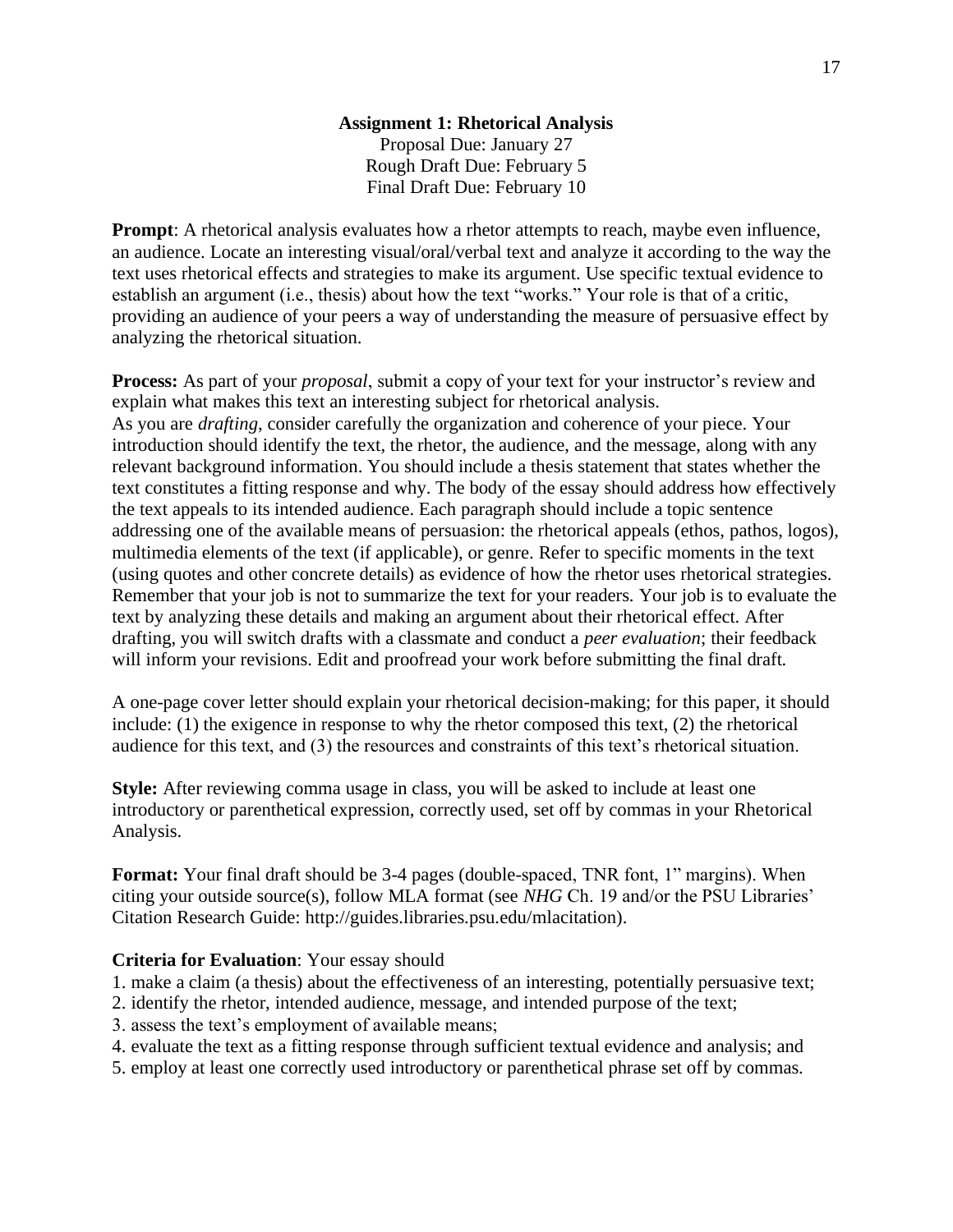## Assignment 1: Rhetorical Analysis

Proposal Due: January 27
Rough Draft Due: February 5
Final Draft Due: February 10

**Prompt**: A rhetorical analysis evaluates how a rhetor attempts to reach, maybe even influence, an audience. Locate an interesting visual/oral/verbal text and analyze it according to the way the text uses rhetorical effects and strategies to make its argument. Use specific textual evidence to establish an argument (i.e., thesis) about how the text "works." Your role is that of a critic, providing an audience of your peers a way of understanding the measure of persuasive effect by analyzing the rhetorical situation.

**Process:** As part of your *proposal*, submit a copy of your text for your instructor's review and explain what makes this text an interesting subject for rhetorical analysis.
As you are *drafting*, consider carefully the organization and coherence of your piece. Your introduction should identify the text, the rhetor, the audience, and the message, along with any relevant background information. You should include a thesis statement that states whether the text constitutes a fitting response and why. The body of the essay should address how effectively the text appeals to its intended audience. Each paragraph should include a topic sentence addressing one of the available means of persuasion: the rhetorical appeals (ethos, pathos, logos), multimedia elements of the text (if applicable), or genre. Refer to specific moments in the text (using quotes and other concrete details) as evidence of how the rhetor uses rhetorical strategies. Remember that your job is not to summarize the text for your readers. Your job is to evaluate the text by analyzing these details and making an argument about their rhetorical effect. After drafting, you will switch drafts with a classmate and conduct a *peer evaluation*; their feedback will inform your revisions. Edit and proofread your work before submitting the final draft.

A one-page cover letter should explain your rhetorical decision-making; for this paper, it should include: (1) the exigence in response to why the rhetor composed this text, (2) the rhetorical audience for this text, and (3) the resources and constraints of this text's rhetorical situation.

**Style:** After reviewing comma usage in class, you will be asked to include at least one introductory or parenthetical expression, correctly used, set off by commas in your Rhetorical Analysis.

**Format:** Your final draft should be 3-4 pages (double-spaced, TNR font, 1" margins). When citing your outside source(s), follow MLA format (see *NHG* Ch. 19 and/or the PSU Libraries' Citation Research Guide: http://guides.libraries.psu.edu/mlacitation).

**Criteria for Evaluation**: Your essay should

1. make a claim (a thesis) about the effectiveness of an interesting, potentially persuasive text;
2. identify the rhetor, intended audience, message, and intended purpose of the text;
3. assess the text's employment of available means;
4. evaluate the text as a fitting response through sufficient textual evidence and analysis; and
5. employ at least one correctly used introductory or parenthetical phrase set off by commas.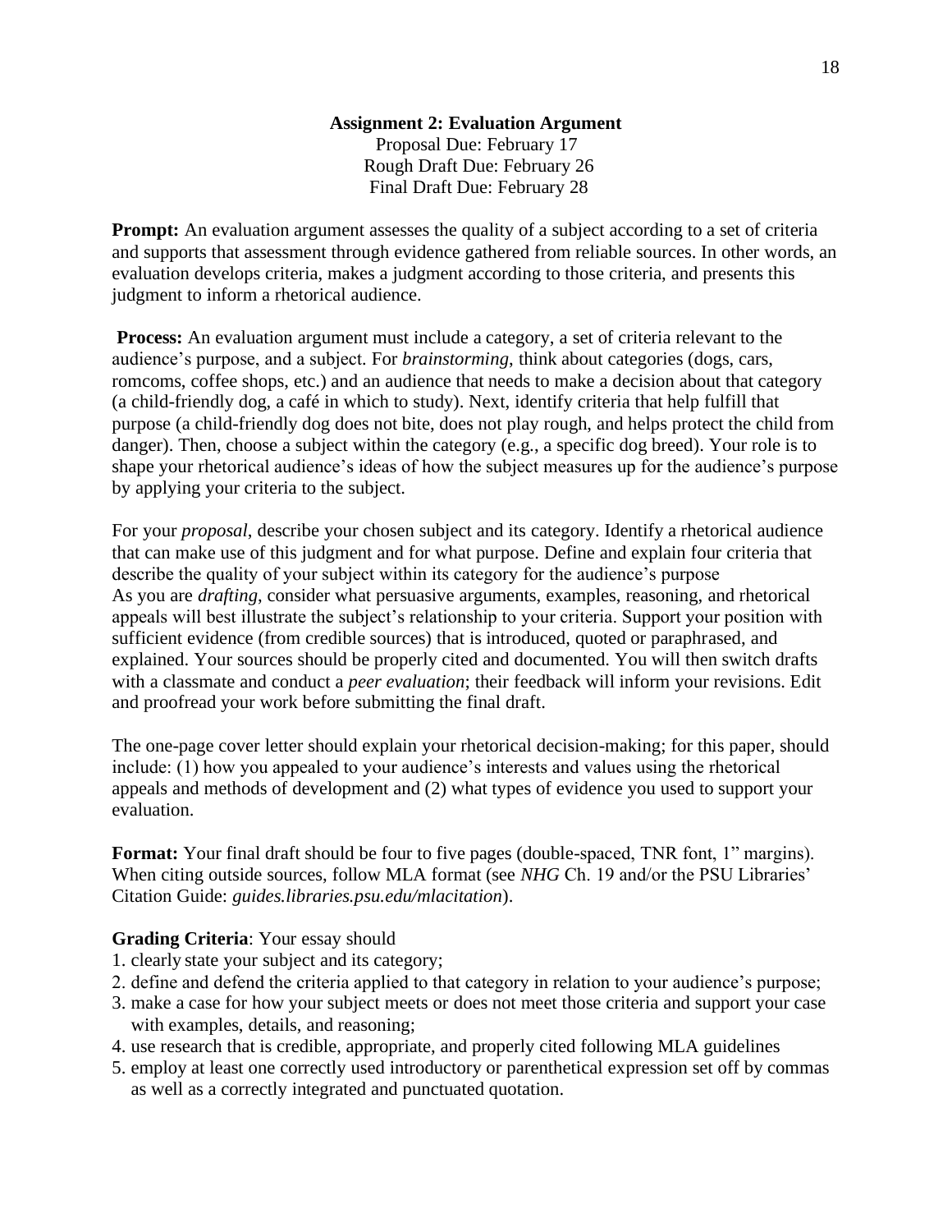## Assignment 2: Evaluation Argument

Proposal Due: February 17
Rough Draft Due: February 26
Final Draft Due: February 28

**Prompt:** An evaluation argument assesses the quality of a subject according to a set of criteria and supports that assessment through evidence gathered from reliable sources. In other words, an evaluation develops criteria, makes a judgment according to those criteria, and presents this judgment to inform a rhetorical audience.

**Process:** An evaluation argument must include a category, a set of criteria relevant to the audience's purpose, and a subject. For *brainstorming*, think about categories (dogs, cars, romcoms, coffee shops, etc.) and an audience that needs to make a decision about that category (a child-friendly dog, a café in which to study). Next, identify criteria that help fulfill that purpose (a child-friendly dog does not bite, does not play rough, and helps protect the child from danger). Then, choose a subject within the category (e.g., a specific dog breed). Your role is to shape your rhetorical audience's ideas of how the subject measures up for the audience's purpose by applying your criteria to the subject.

For your *proposal*, describe your chosen subject and its category. Identify a rhetorical audience that can make use of this judgment and for what purpose. Define and explain four criteria that describe the quality of your subject within its category for the audience's purpose
As you are *drafting*, consider what persuasive arguments, examples, reasoning, and rhetorical appeals will best illustrate the subject's relationship to your criteria. Support your position with sufficient evidence (from credible sources) that is introduced, quoted or paraphrased, and explained. Your sources should be properly cited and documented. You will then switch drafts with a classmate and conduct a *peer evaluation*; their feedback will inform your revisions. Edit and proofread your work before submitting the final draft.

The one-page cover letter should explain your rhetorical decision-making; for this paper, should include: (1) how you appealed to your audience's interests and values using the rhetorical appeals and methods of development and (2) what types of evidence you used to support your evaluation.

**Format:** Your final draft should be four to five pages (double-spaced, TNR font, 1" margins). When citing outside sources, follow MLA format (see *NHG* Ch. 19 and/or the PSU Libraries' Citation Guide: *guides.libraries.psu.edu/mlacitation*).

**Grading Criteria**: Your essay should

1. clearly state your subject and its category;
2. define and defend the criteria applied to that category in relation to your audience's purpose;
3. make a case for how your subject meets or does not meet those criteria and support your case with examples, details, and reasoning;
4. use research that is credible, appropriate, and properly cited following MLA guidelines
5. employ at least one correctly used introductory or parenthetical expression set off by commas as well as a correctly integrated and punctuated quotation.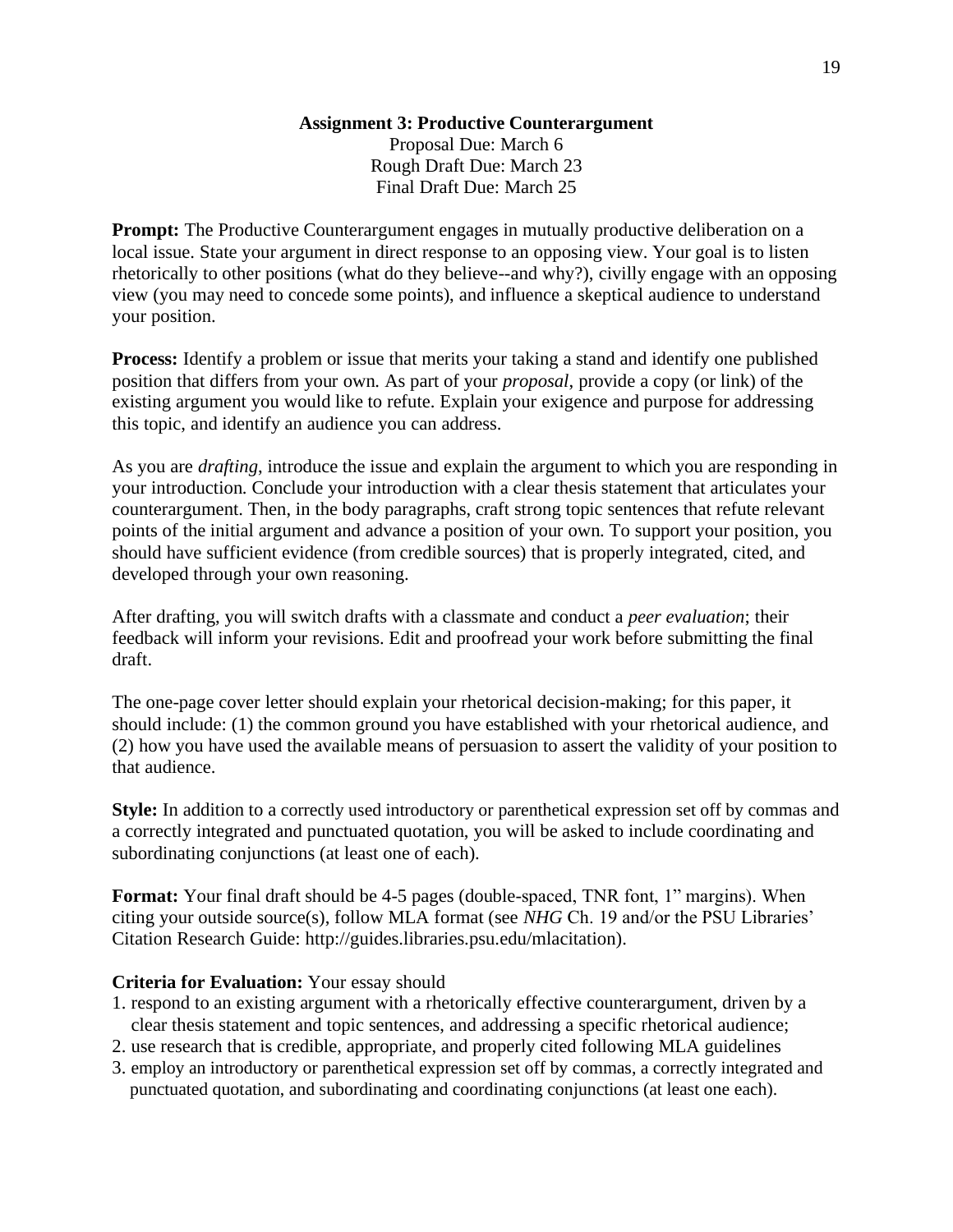## Assignment 3: Productive Counterargument

Proposal Due: March 6
Rough Draft Due: March 23
Final Draft Due: March 25

**Prompt:** The Productive Counterargument engages in mutually productive deliberation on a local issue. State your argument in direct response to an opposing view. Your goal is to listen rhetorically to other positions (what do they believe--and why?), civilly engage with an opposing view (you may need to concede some points), and influence a skeptical audience to understand your position.

**Process:** Identify a problem or issue that merits your taking a stand and identify one published position that differs from your own. As part of your *proposal*, provide a copy (or link) of the existing argument you would like to refute. Explain your exigence and purpose for addressing this topic, and identify an audience you can address.

As you are *drafting*, introduce the issue and explain the argument to which you are responding in your introduction. Conclude your introduction with a clear thesis statement that articulates your counterargument. Then, in the body paragraphs, craft strong topic sentences that refute relevant points of the initial argument and advance a position of your own. To support your position, you should have sufficient evidence (from credible sources) that is properly integrated, cited, and developed through your own reasoning.

After drafting, you will switch drafts with a classmate and conduct a *peer evaluation*; their feedback will inform your revisions. Edit and proofread your work before submitting the final draft.

The one-page cover letter should explain your rhetorical decision-making; for this paper, it should include: (1) the common ground you have established with your rhetorical audience, and (2) how you have used the available means of persuasion to assert the validity of your position to that audience.

**Style:** In addition to a correctly used introductory or parenthetical expression set off by commas and a correctly integrated and punctuated quotation, you will be asked to include coordinating and subordinating conjunctions (at least one of each).

**Format:** Your final draft should be 4-5 pages (double-spaced, TNR font, 1" margins). When citing your outside source(s), follow MLA format (see *NHG* Ch. 19 and/or the PSU Libraries' Citation Research Guide: http://guides.libraries.psu.edu/mlacitation).

**Criteria for Evaluation:** Your essay should

1. respond to an existing argument with a rhetorically effective counterargument, driven by a clear thesis statement and topic sentences, and addressing a specific rhetorical audience;
2. use research that is credible, appropriate, and properly cited following MLA guidelines
3. employ an introductory or parenthetical expression set off by commas, a correctly integrated and punctuated quotation, and subordinating and coordinating conjunctions (at least one each).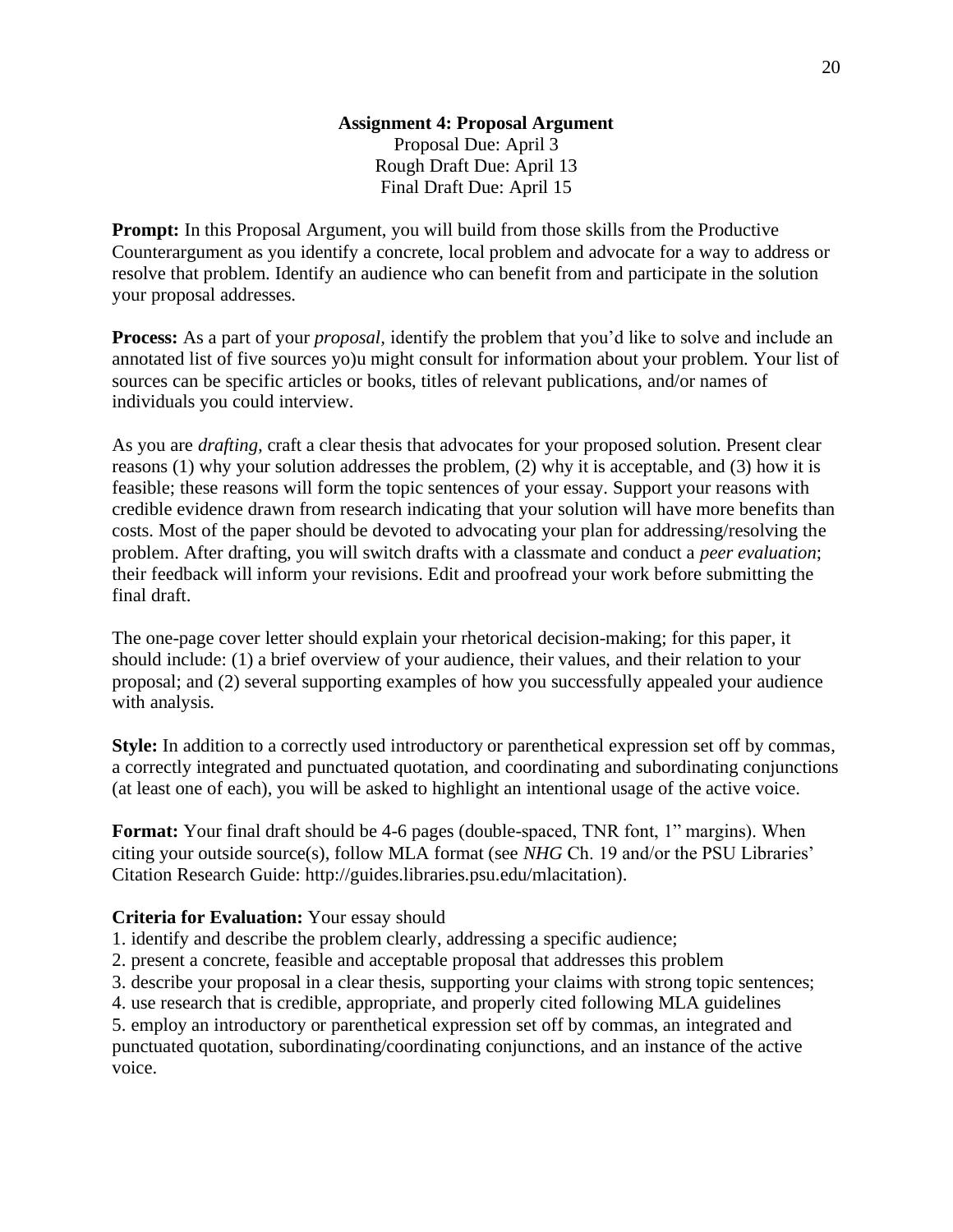**Assignment 4: Proposal Argument**

Proposal Due: April 3

Rough Draft Due: April 13

Final Draft Due: April 15

**Prompt:** In this Proposal Argument, you will build from those skills from the Productive Counterargument as you identify a concrete, local problem and advocate for a way to address or resolve that problem. Identify an audience who can benefit from and participate in the solution your proposal addresses.

**Process:** As a part of your *proposal*, identify the problem that you'd like to solve and include an annotated list of five sources yo)u might consult for information about your problem. Your list of sources can be specific articles or books, titles of relevant publications, and/or names of individuals you could interview.

As you are *drafting*, craft a clear thesis that advocates for your proposed solution. Present clear reasons (1) why your solution addresses the problem, (2) why it is acceptable, and (3) how it is feasible; these reasons will form the topic sentences of your essay. Support your reasons with credible evidence drawn from research indicating that your solution will have more benefits than costs. Most of the paper should be devoted to advocating your plan for addressing/resolving the problem. After drafting, you will switch drafts with a classmate and conduct a *peer evaluation*; their feedback will inform your revisions. Edit and proofread your work before submitting the final draft.

The one-page cover letter should explain your rhetorical decision-making; for this paper, it should include: (1) a brief overview of your audience, their values, and their relation to your proposal; and (2) several supporting examples of how you successfully appealed your audience with analysis.

**Style:** In addition to a correctly used introductory or parenthetical expression set off by commas, a correctly integrated and punctuated quotation, and coordinating and subordinating conjunctions (at least one of each), you will be asked to highlight an intentional usage of the active voice.

**Format:** Your final draft should be 4-6 pages (double-spaced, TNR font, 1" margins). When citing your outside source(s), follow MLA format (see *NHG* Ch. 19 and/or the PSU Libraries' Citation Research Guide: http://guides.libraries.psu.edu/mlacitation).

**Criteria for Evaluation:** Your essay should

1. identify and describe the problem clearly, addressing a specific audience;
2. present a concrete, feasible and acceptable proposal that addresses this problem
3. describe your proposal in a clear thesis, supporting your claims with strong topic sentences;
4. use research that is credible, appropriate, and properly cited following MLA guidelines
5. employ an introductory or parenthetical expression set off by commas, an integrated and punctuated quotation, subordinating/coordinating conjunctions, and an instance of the active voice.